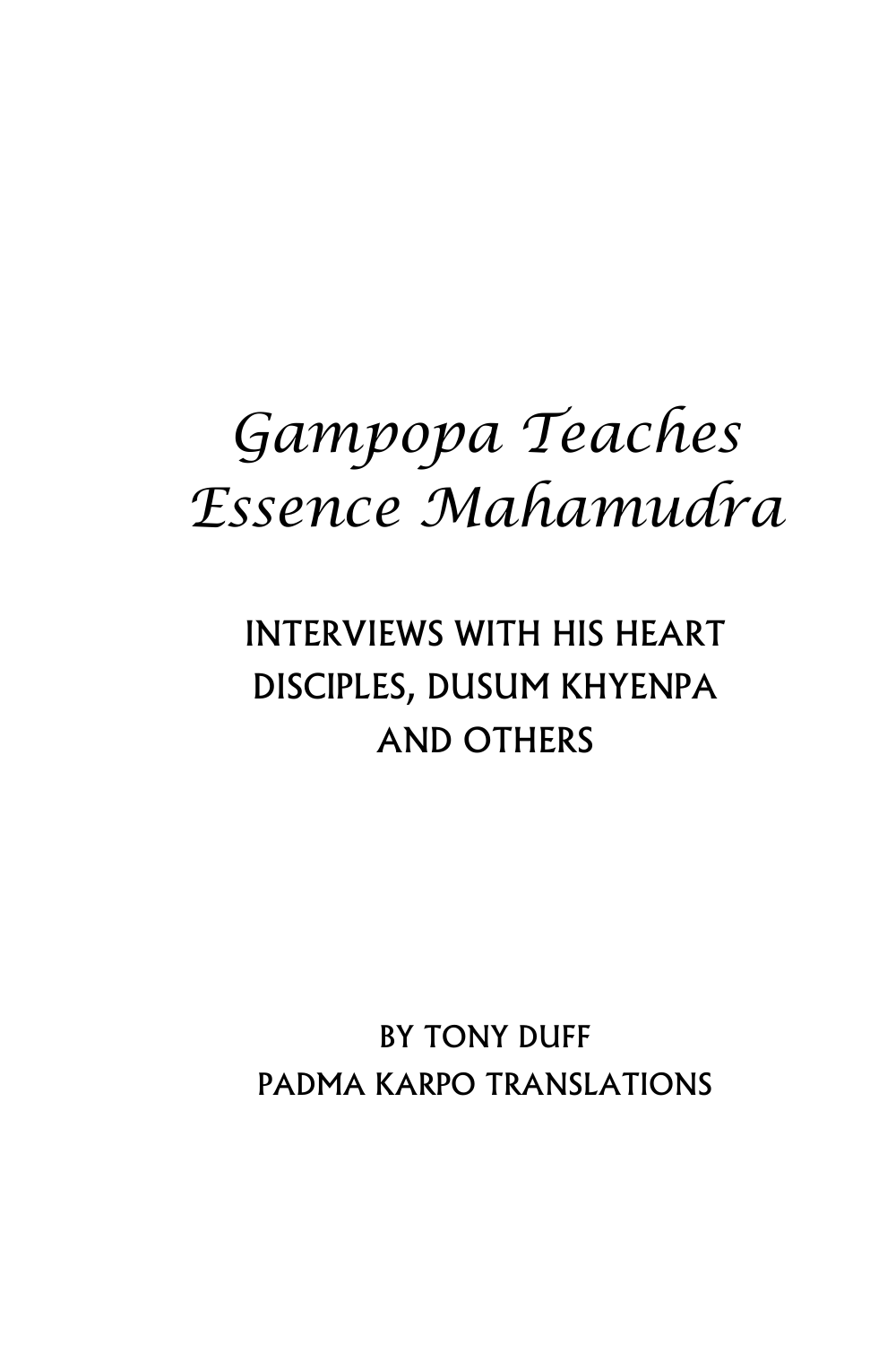# *Gampopa Teaches Essence Mahamudra*

## INTERVIEWS WITH HIS HEART DISCIPLES, DUSUM KHYENPA AND OTHERS

BY TONY DUFF
PADMA KARPO TRANSLATIONS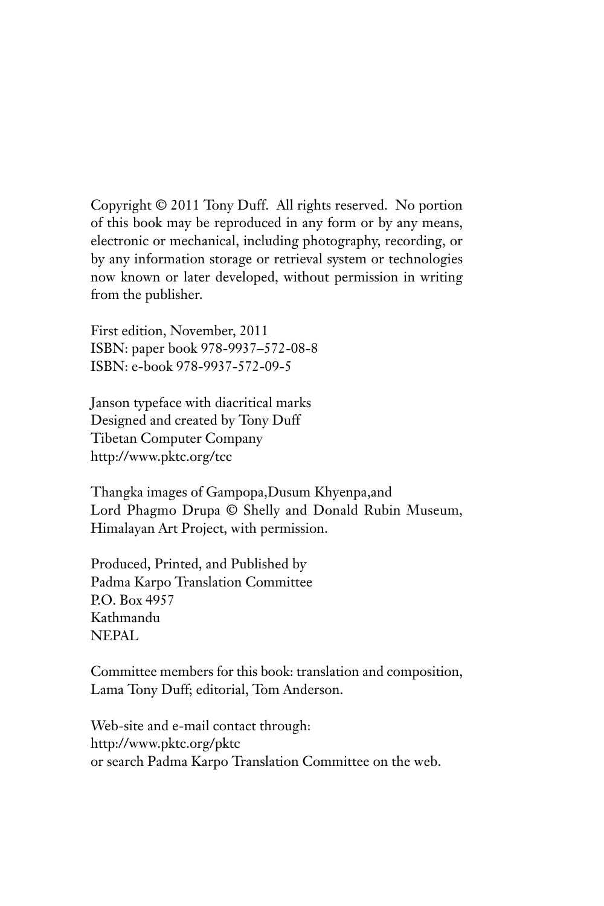Copyright © 2011 Tony Duff. All rights reserved. No portion of this book may be reproduced in any form or by any means, electronic or mechanical, including photography, recording, or by any information storage or retrieval system or technologies now known or later developed, without permission in writing from the publisher.

First edition, November, 2011
ISBN: paper book 978-9937–572-08-8
ISBN: e-book 978-9937-572-09-5

Janson typeface with diacritical marks
Designed and created by Tony Duff
Tibetan Computer Company
http://www.pktc.org/tcc

Thangka images of Gampopa,Dusum Khyenpa,and Lord Phagmo Drupa © Shelly and Donald Rubin Museum, Himalayan Art Project, with permission.

Produced, Printed, and Published by
Padma Karpo Translation Committee
P.O. Box 4957
Kathmandu
NEPAL

Committee members for this book: translation and composition, Lama Tony Duff; editorial, Tom Anderson.

Web-site and e-mail contact through:
http://www.pktc.org/pktc
or search Padma Karpo Translation Committee on the web.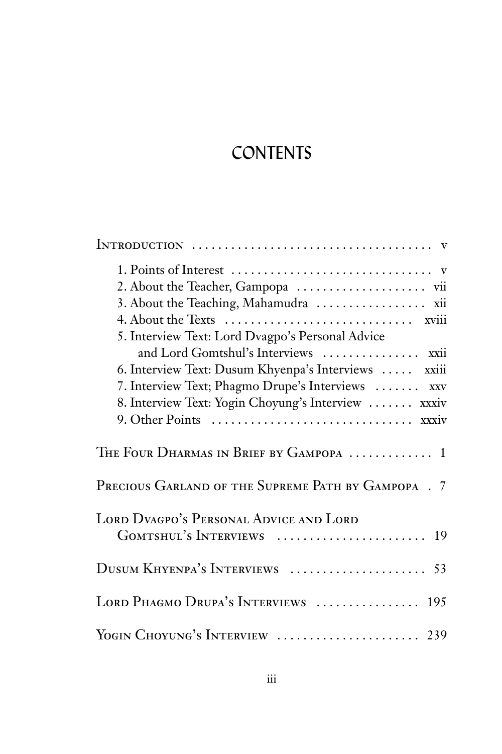# CONTENTS

Introduction ..................................... v

1. Points of Interest ............................... v
2. About the Teacher, Gampopa .................... vii
3. About the Teaching, Mahamudra ................. xii
4. About the Texts ............................. xviii
5. Interview Text: Lord Dvagpo's Personal Advice and Lord Gomtshul's Interviews ............... xxii
6. Interview Text: Dusum Khyenpa's Interviews ..... xxiii
7. Interview Text; Phagmo Drupe's Interviews ....... xxv
8. Interview Text: Yogin Choyung's Interview ....... xxxiv
9. Other Points ............................... xxxiv

The Four Dharmas in Brief by Gampopa ............. 1

Precious Garland of the Supreme Path by Gampopa . 7

Lord Dvagpo's Personal Advice and Lord Gomtshul's Interviews ...................... 19

Dusum Khyenpa's Interviews .................... 53

Lord Phagmo Drupa's Interviews ................ 195

Yogin Choyung's Interview ..................... 239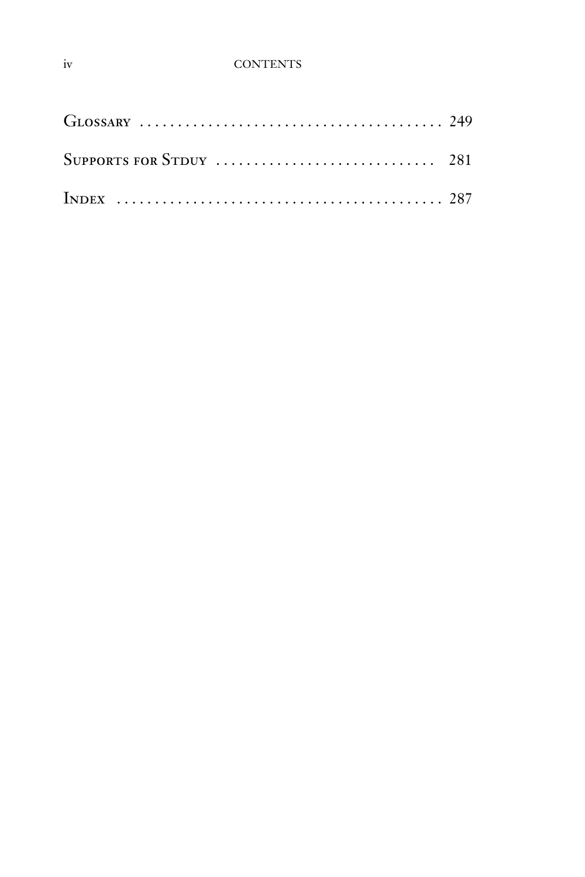Glossary ........................................ 249

Supports for Stduy ............................. 281

Index ........................................... 287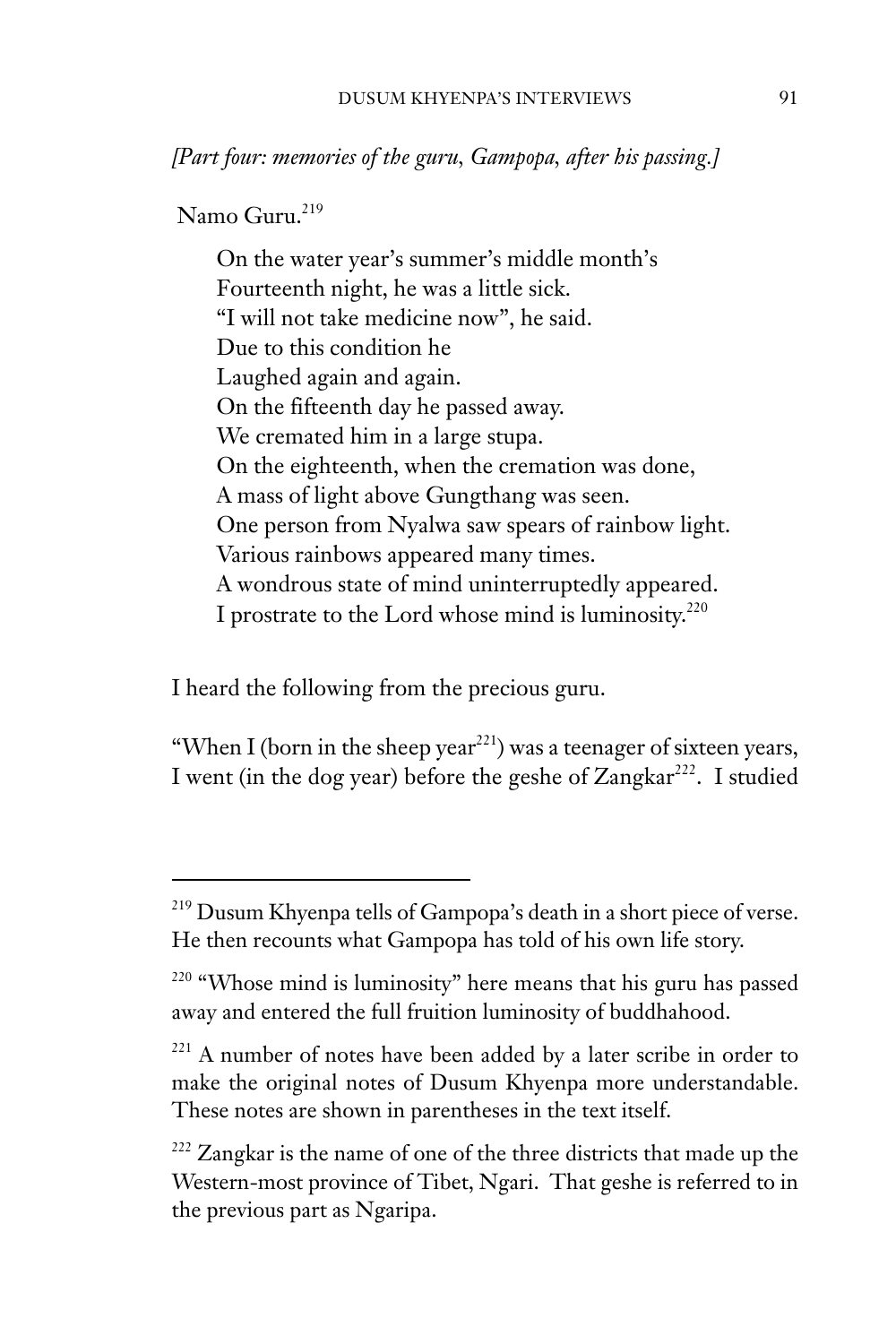*[Part four: memories of the guru, Gampopa, after his passing.]*

Namo Guru.[219]

> On the water year's summer's middle month's
> Fourteenth night, he was a little sick.
> "I will not take medicine now", he said.
> Due to this condition he
> Laughed again and again.
> On the fifteenth day he passed away.
> We cremated him in a large stupa.
> On the eighteenth, when the cremation was done,
> A mass of light above Gungthang was seen.
> One person from Nyalwa saw spears of rainbow light.
> Various rainbows appeared many times.
> A wondrous state of mind uninterruptedly appeared.
> I prostrate to the Lord whose mind is luminosity.[220]

I heard the following from the precious guru.

"When I (born in the sheep year[221]) was a teenager of sixteen years, I went (in the dog year) before the geshe of Zangkar[222]. I studied

---

[219] Dusum Khyenpa tells of Gampopa's death in a short piece of verse. He then recounts what Gampopa has told of his own life story.

[220] "Whose mind is luminosity" here means that his guru has passed away and entered the full fruition luminosity of buddhahood.

[221] A number of notes have been added by a later scribe in order to make the original notes of Dusum Khyenpa more understandable. These notes are shown in parentheses in the text itself.

[222] Zangkar is the name of one of the three districts that made up the Western-most province of Tibet, Ngari. That geshe is referred to in the previous part as Ngaripa.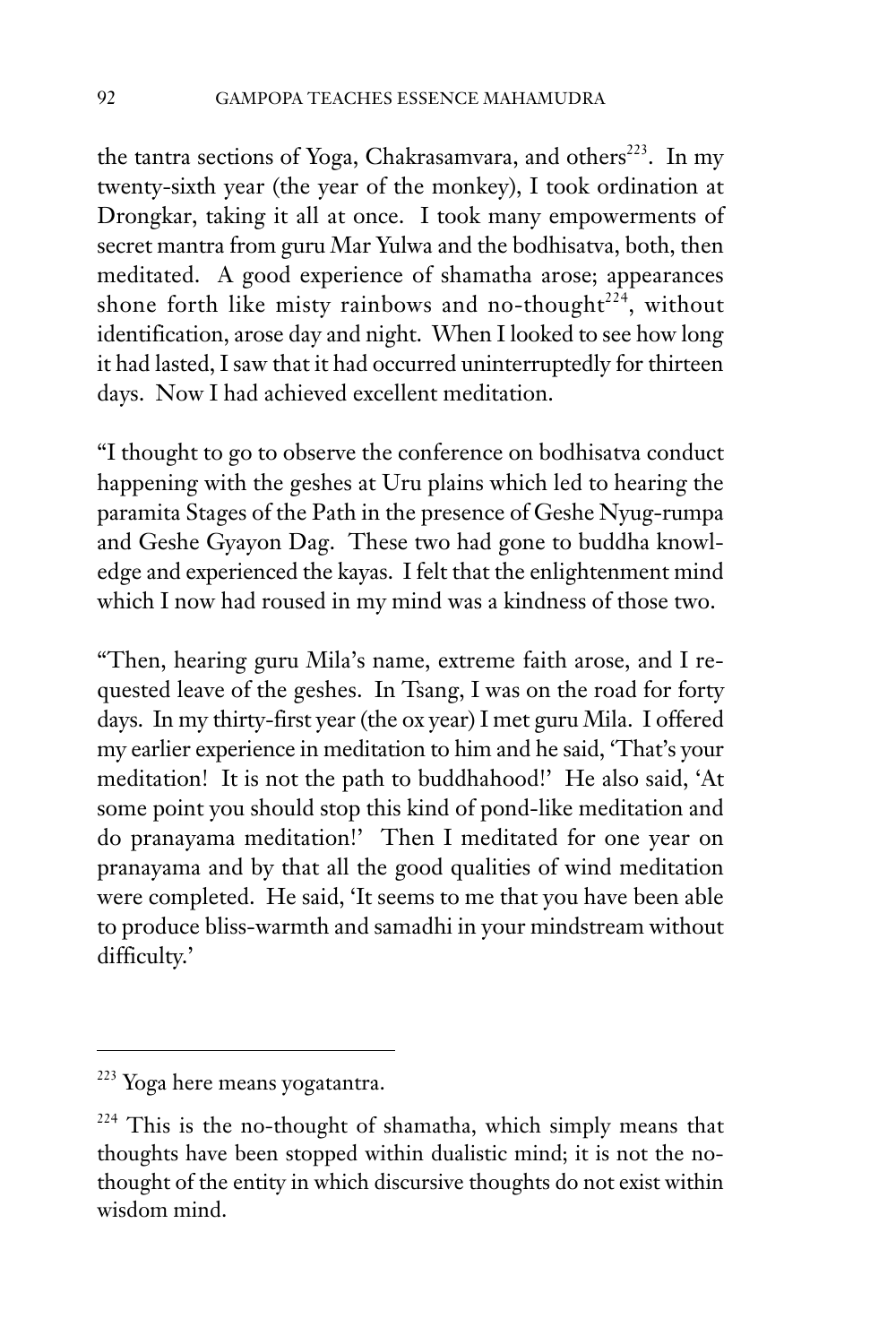the tantra sections of Yoga, Chakrasamvara, and others[223]. In my twenty-sixth year (the year of the monkey), I took ordination at Drongkar, taking it all at once. I took many empowerments of secret mantra from guru Mar Yulwa and the bodhisatva, both, then meditated. A good experience of shamatha arose; appearances shone forth like misty rainbows and no-thought[224], without identification, arose day and night. When I looked to see how long it had lasted, I saw that it had occurred uninterruptedly for thirteen days. Now I had achieved excellent meditation.

"I thought to go to observe the conference on bodhisatva conduct happening with the geshes at Uru plains which led to hearing the paramita Stages of the Path in the presence of Geshe Nyug-rumpa and Geshe Gyayon Dag. These two had gone to buddha knowledge and experienced the kayas. I felt that the enlightenment mind which I now had roused in my mind was a kindness of those two.

"Then, hearing guru Mila's name, extreme faith arose, and I requested leave of the geshes. In Tsang, I was on the road for forty days. In my thirty-first year (the ox year) I met guru Mila. I offered my earlier experience in meditation to him and he said, 'That's your meditation! It is not the path to buddhahood!' He also said, 'At some point you should stop this kind of pond-like meditation and do pranayama meditation!' Then I meditated for one year on pranayama and by that all the good qualities of wind meditation were completed. He said, 'It seems to me that you have been able to produce bliss-warmth and samadhi in your mindstream without difficulty.'

---

[223] Yoga here means yogatantra.

[224] This is the no-thought of shamatha, which simply means that thoughts have been stopped within dualistic mind; it is not the no-thought of the entity in which discursive thoughts do not exist within wisdom mind.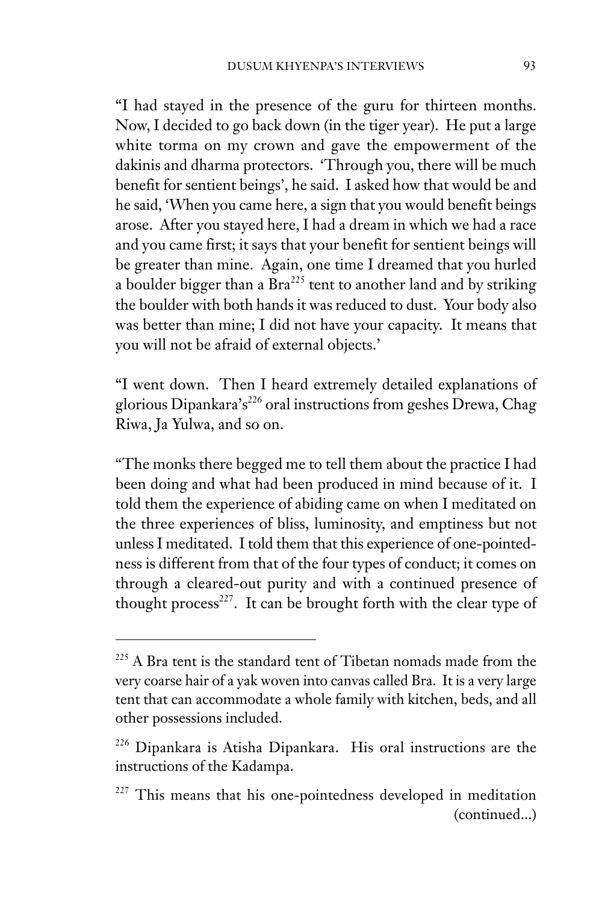"I had stayed in the presence of the guru for thirteen months. Now, I decided to go back down (in the tiger year). He put a large white torma on my crown and gave the empowerment of the dakinis and dharma protectors. 'Through you, there will be much benefit for sentient beings', he said. I asked how that would be and he said, 'When you came here, a sign that you would benefit beings arose. After you stayed here, I had a dream in which we had a race and you came first; it says that your benefit for sentient beings will be greater than mine. Again, one time I dreamed that you hurled a boulder bigger than a Bra[225] tent to another land and by striking the boulder with both hands it was reduced to dust. Your body also was better than mine; I did not have your capacity. It means that you will not be afraid of external objects.'

"I went down. Then I heard extremely detailed explanations of glorious Dipankara's[226] oral instructions from geshes Drewa, Chag Riwa, Ja Yulwa, and so on.

"The monks there begged me to tell them about the practice I had been doing and what had been produced in mind because of it. I told them the experience of abiding came on when I meditated on the three experiences of bliss, luminosity, and emptiness but not unless I meditated. I told them that this experience of one-pointedness is different from that of the four types of conduct; it comes on through a cleared-out purity and with a continued presence of thought process[227]. It can be brought forth with the clear type of

---

[225] A Bra tent is the standard tent of Tibetan nomads made from the very coarse hair of a yak woven into canvas called Bra. It is a very large tent that can accommodate a whole family with kitchen, beds, and all other possessions included.

[226] Dipankara is Atisha Dipankara. His oral instructions are the instructions of the Kadampa.

[227] This means that his one-pointedness developed in meditation (continued...)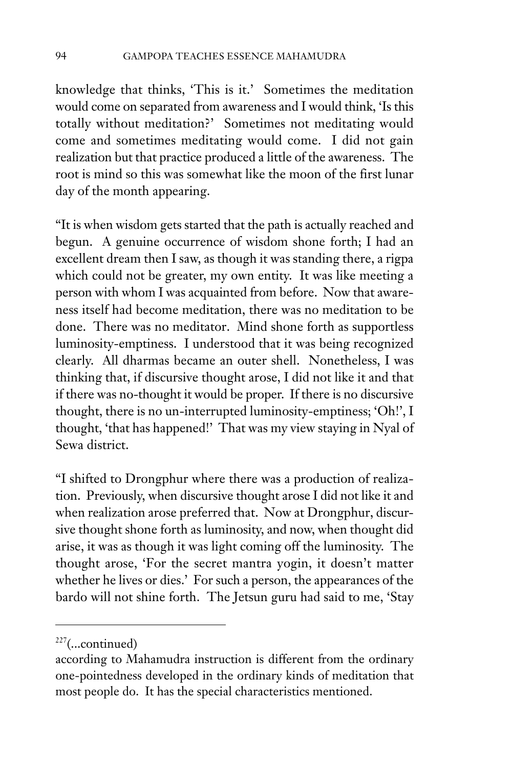knowledge that thinks, 'This is it.' Sometimes the meditation would come on separated from awareness and I would think, 'Is this totally without meditation?' Sometimes not meditating would come and sometimes meditating would come. I did not gain realization but that practice produced a little of the awareness. The root is mind so this was somewhat like the moon of the first lunar day of the month appearing.

"It is when wisdom gets started that the path is actually reached and begun. A genuine occurrence of wisdom shone forth; I had an excellent dream then I saw, as though it was standing there, a rigpa which could not be greater, my own entity. It was like meeting a person with whom I was acquainted from before. Now that awareness itself had become meditation, there was no meditation to be done. There was no meditator. Mind shone forth as supportless luminosity-emptiness. I understood that it was being recognized clearly. All dharmas became an outer shell. Nonetheless, I was thinking that, if discursive thought arose, I did not like it and that if there was no-thought it would be proper. If there is no discursive thought, there is no un-interrupted luminosity-emptiness; 'Oh!', I thought, 'that has happened!' That was my view staying in Nyal of Sewa district.

"I shifted to Drongphur where there was a production of realization. Previously, when discursive thought arose I did not like it and when realization arose preferred that. Now at Drongphur, discursive thought shone forth as luminosity, and now, when thought did arise, it was as though it was light coming off the luminosity. The thought arose, 'For the secret mantra yogin, it doesn't matter whether he lives or dies.' For such a person, the appearances of the bardo will not shine forth. The Jetsun guru had said to me, 'Stay

---

[227](...continued)

according to Mahamudra instruction is different from the ordinary one-pointedness developed in the ordinary kinds of meditation that most people do. It has the special characteristics mentioned.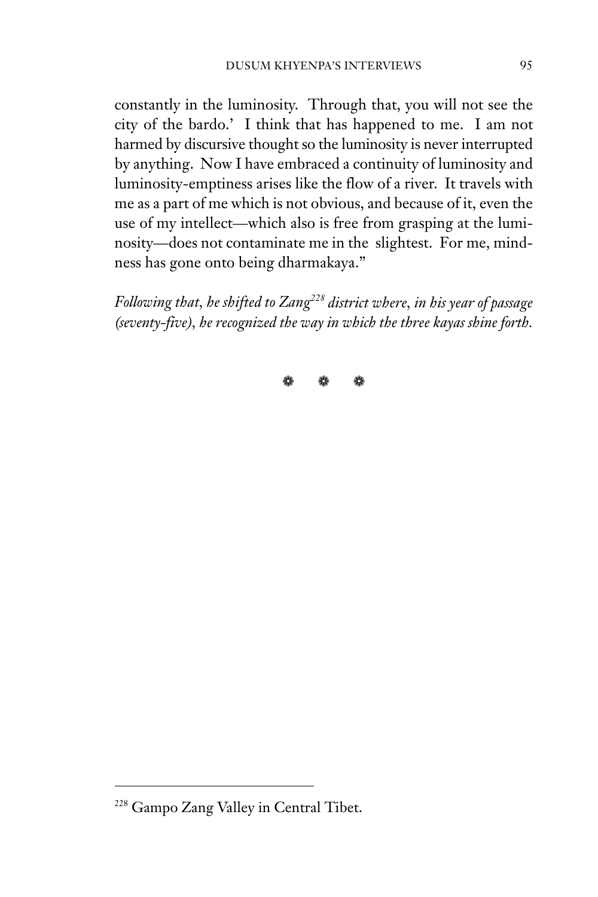constantly in the luminosity. Through that, you will not see the city of the bardo.' I think that has happened to me. I am not harmed by discursive thought so the luminosity is never interrupted by anything. Now I have embraced a continuity of luminosity and luminosity-emptiness arises like the flow of a river. It travels with me as a part of me which is not obvious, and because of it, even the use of my intellect—which also is free from grasping at the luminosity—does not contaminate me in the slightest. For me, mindness has gone onto being dharmakaya."

*Following that, he shifted to Zang[228] district where, in his year of passage (seventy-five), he recognized the way in which the three kayas shine forth.*

❁ ❁ ❁

---

[228] Gampo Zang Valley in Central Tibet.